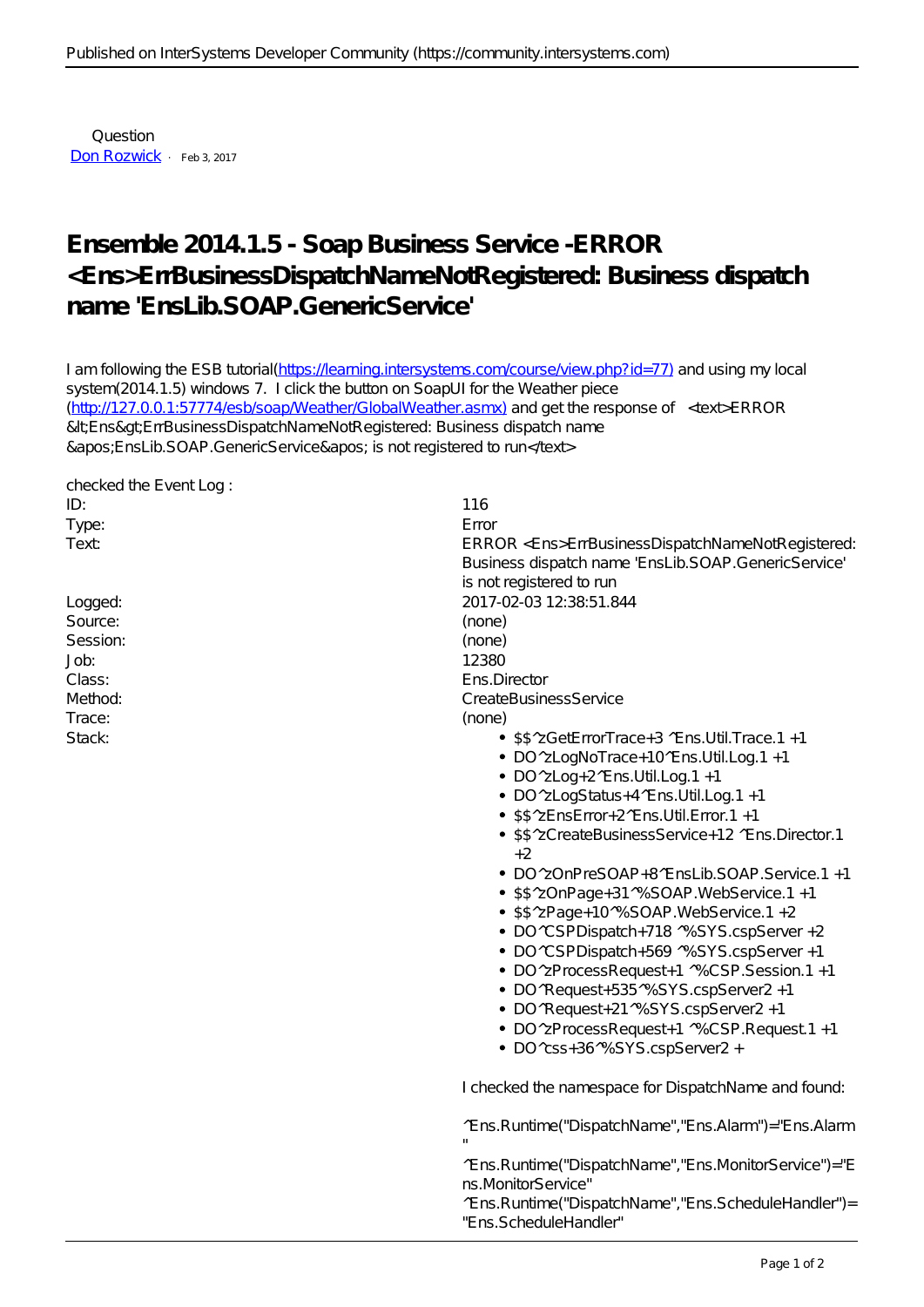Question
[Don Rozwick](#) · Feb 3, 2017

# Ensemble 2014.1.5 - Soap Business Service -ERROR <Ens>ErrBusinessDispatchNameNotRegistered: Business dispatch name 'EnsLib.SOAP.GenericService'

I am following the ESB tutorial(https://learning.intersystems.com/course/view.php?id=77) and using my local system(2014.1.5) windows 7. I click the button on SoapUI for the Weather piece (http://127.0.0.1:57774/esb/soap/Weather/GlobalWeather.asmx) and get the response of <text>ERROR &lt;Ens&gt;ErrBusinessDispatchNameNotRegistered: Business dispatch name &apos;EnsLib.SOAP.GenericService&apos; is not registered to run</text>

checked the Event Log :

| | |
|---|---|
| ID: | 116 |
| Type: | Error |
| Text: | ERROR <Ens>ErrBusinessDispatchNameNotRegistered: Business dispatch name 'EnsLib.SOAP.GenericService' is not registered to run |
| Logged: | 2017-02-03 12:38:51.844 |
| Source: | (none) |
| Session: | (none) |
| Job: | 12380 |
| Class: | Ens.Director |
| Method: | CreateBusinessService |
| Trace: | (none) |
| Stack: | • $$^zGetErrorTrace+3 ^Ens.Util.Trace.1 +1<br>• DO^zLogNoTrace+10^Ens.Util.Log.1 +1<br>• DO^zLog+2^Ens.Util.Log.1 +1<br>• DO^zLogStatus+4^Ens.Util.Log.1 +1<br>• $$^zEnsError+2^Ens.Util.Error.1 +1<br>• $$^zCreateBusinessService+12 ^Ens.Director.1 +2<br>• DO^zOnPreSOAP+8^EnsLib.SOAP.Service.1 +1<br>• $$^zOnPage+31^%SOAP.WebService.1 +1<br>• $$^zPage+10^%SOAP.WebService.1 +2<br>• DO^CSPDispatch+718 ^%SYS.cspServer +2<br>• DO^CSPDispatch+569 ^%SYS.cspServer +1<br>• DO^zProcessRequest+1 ^%CSP.Session.1 +1<br>• DO^Request+535^%SYS.cspServer2 +1<br>• DO^Request+21^%SYS.cspServer2 +1<br>• DO^zProcessRequest+1 ^%CSP.Request.1 +1<br>• DO^css+36^%SYS.cspServer2 + |

I checked the namespace for DispatchName and found:

^Ens.Runtime("DispatchName","Ens.Alarm")="Ens.Alarm"

^Ens.Runtime("DispatchName","Ens.MonitorService")="Ens.MonitorService"

^Ens.Runtime("DispatchName","Ens.ScheduleHandler")="Ens.ScheduleHandler"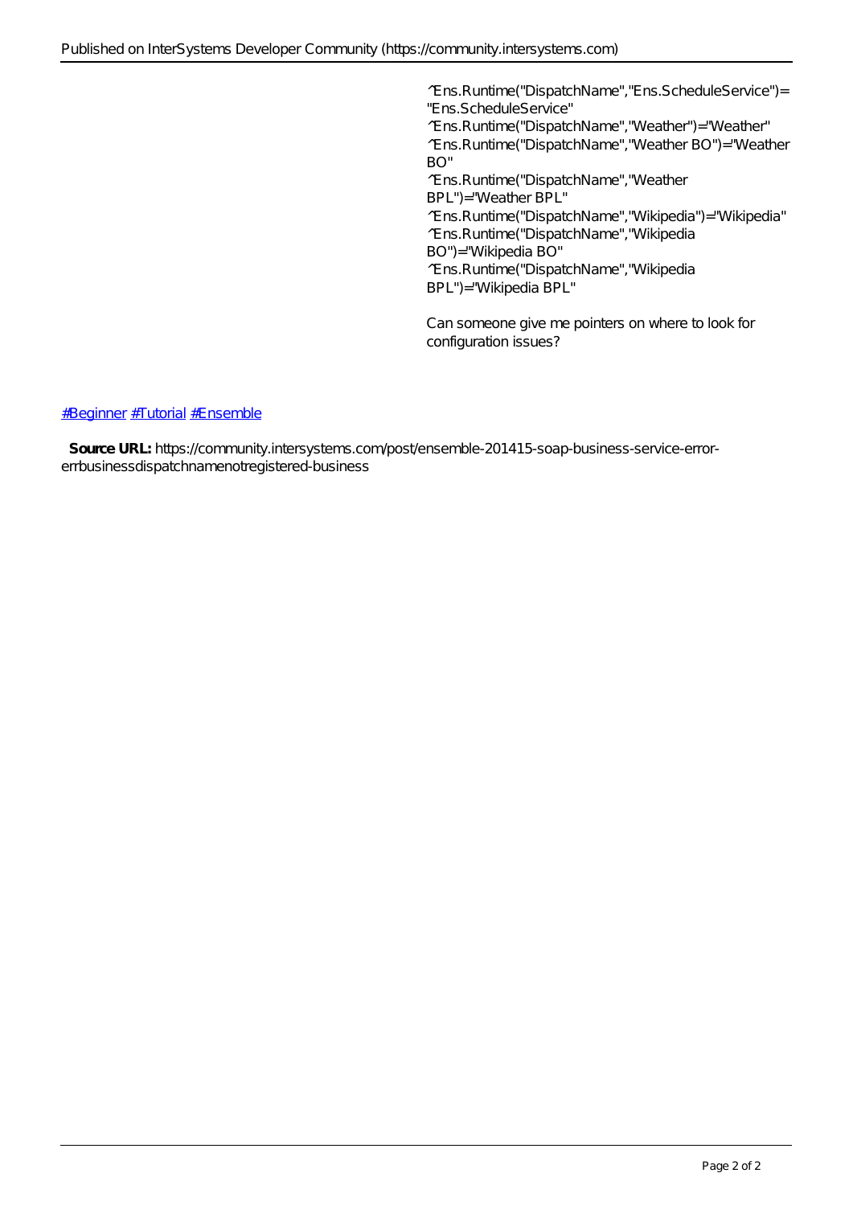```
^Ens.Runtime("DispatchName","Ens.ScheduleService")="Ens.ScheduleService"
^Ens.Runtime("DispatchName","Weather")="Weather"
^Ens.Runtime("DispatchName","Weather BO")="Weather BO"
^Ens.Runtime("DispatchName","Weather BPL")="Weather BPL"
^Ens.Runtime("DispatchName","Wikipedia")="Wikipedia"
^Ens.Runtime("DispatchName","Wikipedia BO")="Wikipedia BO"
^Ens.Runtime("DispatchName","Wikipedia BPL")="Wikipedia BPL"
```

Can someone give me pointers on where to look for configuration issues?

#Beginner #Tutorial #Ensemble

**Source URL:** https://community.intersystems.com/post/ensemble-201415-soap-business-service-error-errbusinessdispatchnamenotregistered-business